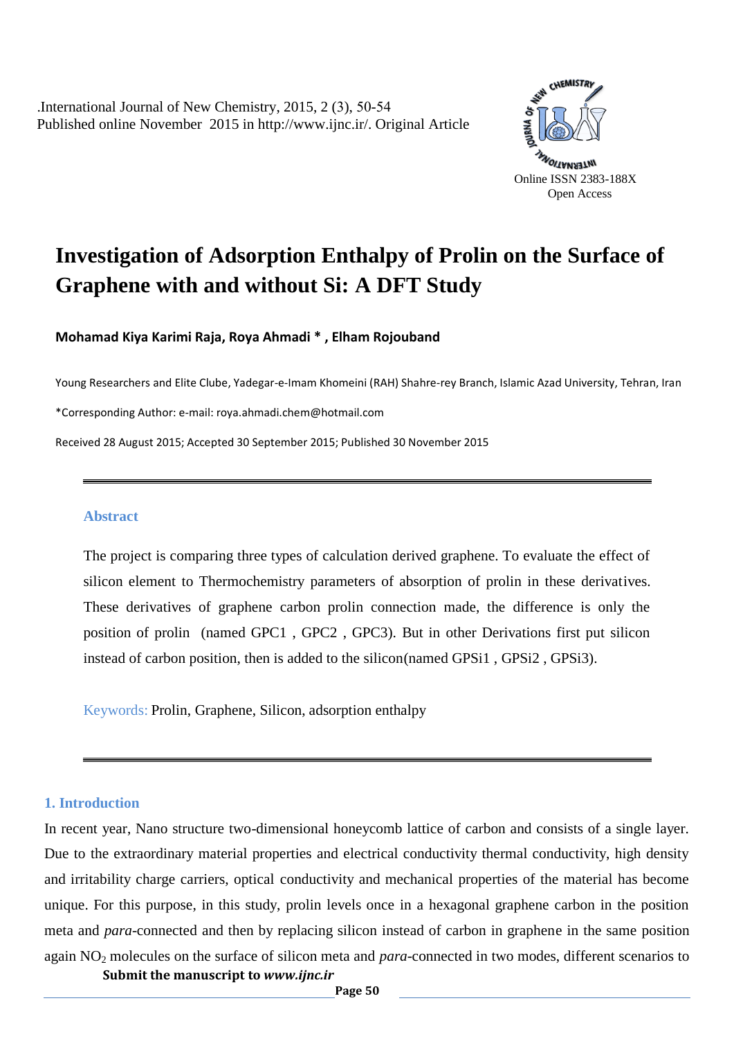.International Journal of New Chemistry, 2015, 2 (3), 50-54
Published online November 2015 in http://www.ijnc.ir/. Original Article

Online ISSN 2383-188X
Open Access

# Investigation of Adsorption Enthalpy of Prolin on the Surface of Graphene with and without Si: A DFT Study

**Mohamad Kiya Karimi Raja, Roya Ahmadi * , Elham Rojouband**

Young Researchers and Elite Clube, Yadegar-e-Imam Khomeini (RAH) Shahre-rey Branch, Islamic Azad University, Tehran, Iran

*Corresponding Author: e-mail: roya.ahmadi.chem@hotmail.com

Received 28 August 2015; Accepted 30 September 2015; Published 30 November 2015

## Abstract

The project is comparing three types of calculation derived graphene. To evaluate the effect of silicon element to Thermochemistry parameters of absorption of prolin in these derivatives. These derivatives of graphene carbon prolin connection made, the difference is only the position of prolin (named GPC1 , GPC2 , GPC3). But in other Derivations first put silicon instead of carbon position, then is added to the silicon(named GPSi1 , GPSi2 , GPSi3).

Keywords: Prolin, Graphene, Silicon, adsorption enthalpy

## 1. Introduction

In recent year, Nano structure two-dimensional honeycomb lattice of carbon and consists of a single layer. Due to the extraordinary material properties and electrical conductivity thermal conductivity, high density and irritability charge carriers, optical conductivity and mechanical properties of the material has become unique. For this purpose, in this study, prolin levels once in a hexagonal graphene carbon in the position meta and *para*-connected and then by replacing silicon instead of carbon in graphene in the same position again $NO_2$ molecules on the surface of silicon meta and *para*-connected in two modes, different scenarios to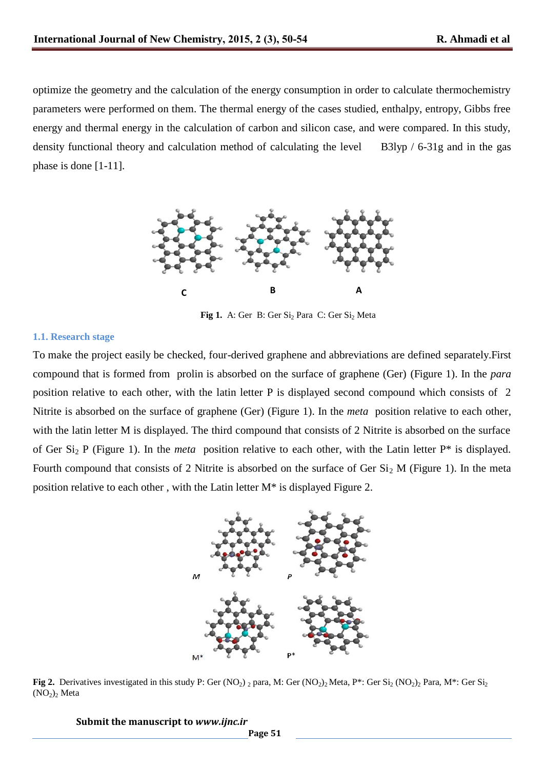optimize the geometry and the calculation of the energy consumption in order to calculate thermochemistry parameters were performed on them. The thermal energy of the cases studied, enthalpy, entropy, Gibbs free energy and thermal energy in the calculation of carbon and silicon case, and were compared. In this study, density functional theory and calculation method of calculating the level B3lyp / 6-31g and in the gas phase is done [1-11].

C B A

**Fig 1.** A: Ger B: Ger $Si_2$ Para C: Ger $Si_2$ Meta

### 1.1. Research stage

To make the project easily be checked, four-derived graphene and abbreviations are defined separately.First compound that is formed from prolin is absorbed on the surface of graphene (Ger) (Figure 1). In the *para* position relative to each other, with the latin letter P is displayed second compound which consists of 2 Nitrite is absorbed on the surface of graphene (Ger) (Figure 1). In the *meta* position relative to each other, with the latin letter M is displayed. The third compound that consists of 2 Nitrite is absorbed on the surface of Ger $Si_2$ P (Figure 1). In the *meta* position relative to each other, with the Latin letter P* is displayed. Fourth compound that consists of 2 Nitrite is absorbed on the surface of Ger $Si_2$ M (Figure 1). In the meta position relative to each other , with the Latin letter M* is displayed Figure 2.

M P

M* P*

**Fig 2.** Derivatives investigated in this study P: Ger $(NO_2)_2$ para, M: Ger $(NO_2)_2$ Meta, P*: Ger $Si_2$ $(NO_2)_2$ Para, M*: Ger $Si_2$ $(NO_2)_2$ Meta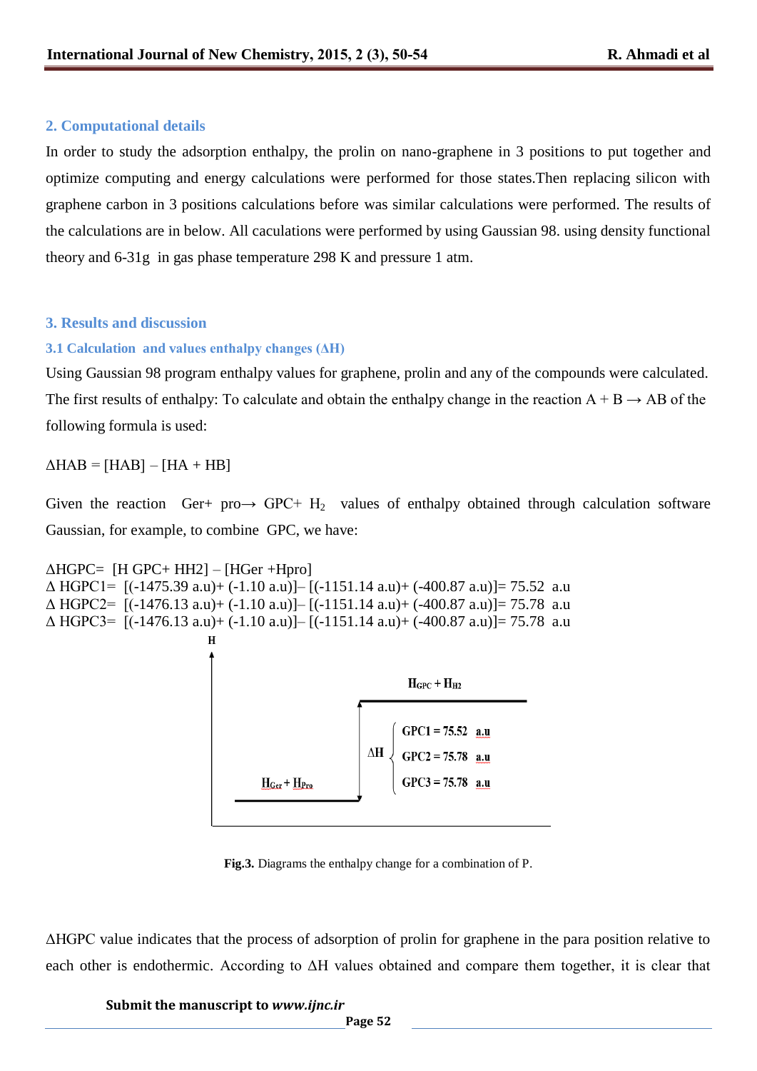## 2. Computational details

In order to study the adsorption enthalpy, the prolin on nano-graphene in 3 positions to put together and optimize computing and energy calculations were performed for those states.Then replacing silicon with graphene carbon in 3 positions calculations before was similar calculations were performed. The results of the calculations are in below. All caculations were performed by using Gaussian 98. using density functional theory and 6-31g in gas phase temperature 298 K and pressure 1 atm.

## 3. Results and discussion

### 3.1 Calculation and values enthalpy changes (ΔH)

Using Gaussian 98 program enthalpy values for graphene, prolin and any of the compounds were calculated. The first results of enthalpy: To calculate and obtain the enthalpy change in the reaction A + B → AB of the following formula is used:

ΔHAB = [HAB] – [HA + HB]

Given the reaction Ger+ pro→ GPC+ $H_2$ values of enthalpy obtained through calculation software Gaussian, for example, to combine GPC, we have:

ΔHGPC= [H GPC+ HH2] – [HGer +Hpro]
Δ HGPC1= [(-1475.39 a.u)+ (-1.10 a.u)]– [(-1151.14 a.u)+ (-400.87 a.u)]= 75.52 a.u
Δ HGPC2= [(-1476.13 a.u)+ (-1.10 a.u)]– [(-1151.14 a.u)+ (-400.87 a.u)]= 75.78 a.u
Δ HGPC3= [(-1476.13 a.u)+ (-1.10 a.u)]– [(-1151.14 a.u)+ (-400.87 a.u)]= 75.78 a.u

H

$H_{GPC} + H_{H2}$

ΔH

GPC1 = 75.52 a.u
GPC2 = 75.78 a.u
GPC3 = 75.78 a.u

$H_{Ger} + H_{Pro}$

**Fig.3.** Diagrams the enthalpy change for a combination of P.

ΔHGPC value indicates that the process of adsorption of prolin for graphene in the para position relative to each other is endothermic. According to ΔH values obtained and compare them together, it is clear that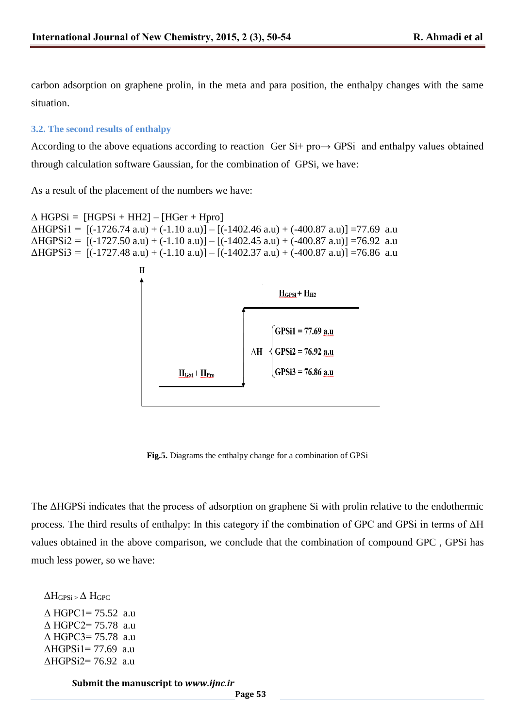carbon adsorption on graphene prolin, in the meta and para position, the enthalpy changes with the same situation.

### 3.2. The second results of enthalpy

According to the above equations according to reaction Ger Si+ pro→ GPSi and enthalpy values obtained through calculation software Gaussian, for the combination of GPSi, we have:

As a result of the placement of the numbers we have:

$\Delta$ HGPSi = [HGPSi + HH2] – [HGer + Hpro]
$\Delta$HGPSi1 = [(-1726.74 a.u) + (-1.10 a.u)] – [(-1402.46 a.u) + (-400.87 a.u)] =77.69 a.u
$\Delta$HGPSi2 = [(-1727.50 a.u) + (-1.10 a.u)] – [(-1402.45 a.u) + (-400.87 a.u)] =76.92 a.u
$\Delta$HGPSi3 = [(-1727.48 a.u) + (-1.10 a.u)] – [(-1402.37 a.u) + (-400.87 a.u)] =76.86 a.u

H

$H_{GPSi} + H_{H2}$

$\Delta$H GPSi1 = 77.69 a.u
GPSi2 = 76.92 a.u
GPSi3 = 76.86 a.u

$H_{GSi} + H_{Pro}$

**Fig.5.** Diagrams the enthalpy change for a combination of GPSi

The $\Delta$HGPSi indicates that the process of adsorption on graphene Si with prolin relative to the endothermic process. The third results of enthalpy: In this category if the combination of GPC and GPSi in terms of $\Delta$H values obtained in the above comparison, we conclude that the combination of compound GPC , GPSi has much less power, so we have:

$\Delta H_{GPSi} > \Delta H_{GPC}$

$\Delta$ HGPC1= 75.52 a.u
$\Delta$ HGPC2= 75.78 a.u
$\Delta$ HGPC3= 75.78 a.u
$\Delta$HGPSi1= 77.69 a.u
$\Delta$HGPSi2= 76.92 a.u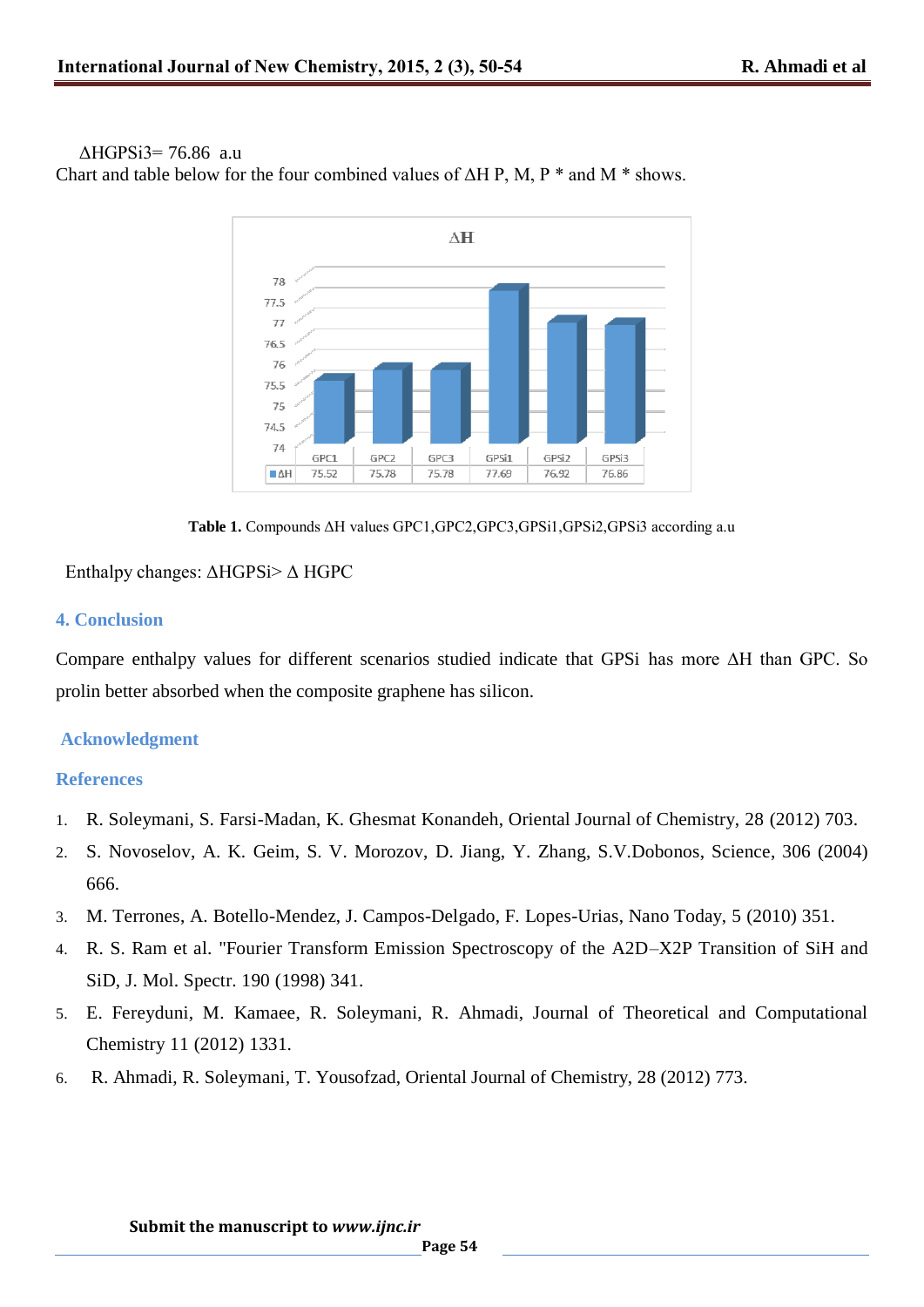$\Delta HGPSi3 = 76.86$ a.u

Chart and table below for the four combined values of ΔH P, M, P * and M * shows.

ΔH

78
77.5
77
76.5
76
75.5
75
74.5
74

GPC1 GPC2 GPC3 GPSi1 GPSi2 GPSi3

ΔH 75.52 75.78 75.78 77.69 76.92 76.86

**Table 1.** Compounds ΔH values GPC1,GPC2,GPC3,GPSi1,GPSi2,GPSi3 according a.u

Enthalpy changes: ΔHGPSi> Δ HGPC

## 4. Conclusion

Compare enthalpy values for different scenarios studied indicate that GPSi has more ΔH than GPC. So prolin better absorbed when the composite graphene has silicon.

## Acknowledgment

## References

1. R. Soleymani, S. Farsi-Madan, K. Ghesmat Konandeh, Oriental Journal of Chemistry, 28 (2012) 703.
2. S. Novoselov, A. K. Geim, S. V. Morozov, D. Jiang, Y. Zhang, S.V.Dobonos, Science, 306 (2004) 666.
3. M. Terrones, A. Botello-Mendez, J. Campos-Delgado, F. Lopes-Urias, Nano Today, 5 (2010) 351.
4. R. S. Ram et al. "Fourier Transform Emission Spectroscopy of the A2D–X2P Transition of SiH and SiD, J. Mol. Spectr. 190 (1998) 341.
5. E. Fereyduni, M. Kamaee, R. Soleymani, R. Ahmadi, Journal of Theoretical and Computational Chemistry 11 (2012) 1331.
6. R. Ahmadi, R. Soleymani, T. Yousofzad, Oriental Journal of Chemistry, 28 (2012) 773.